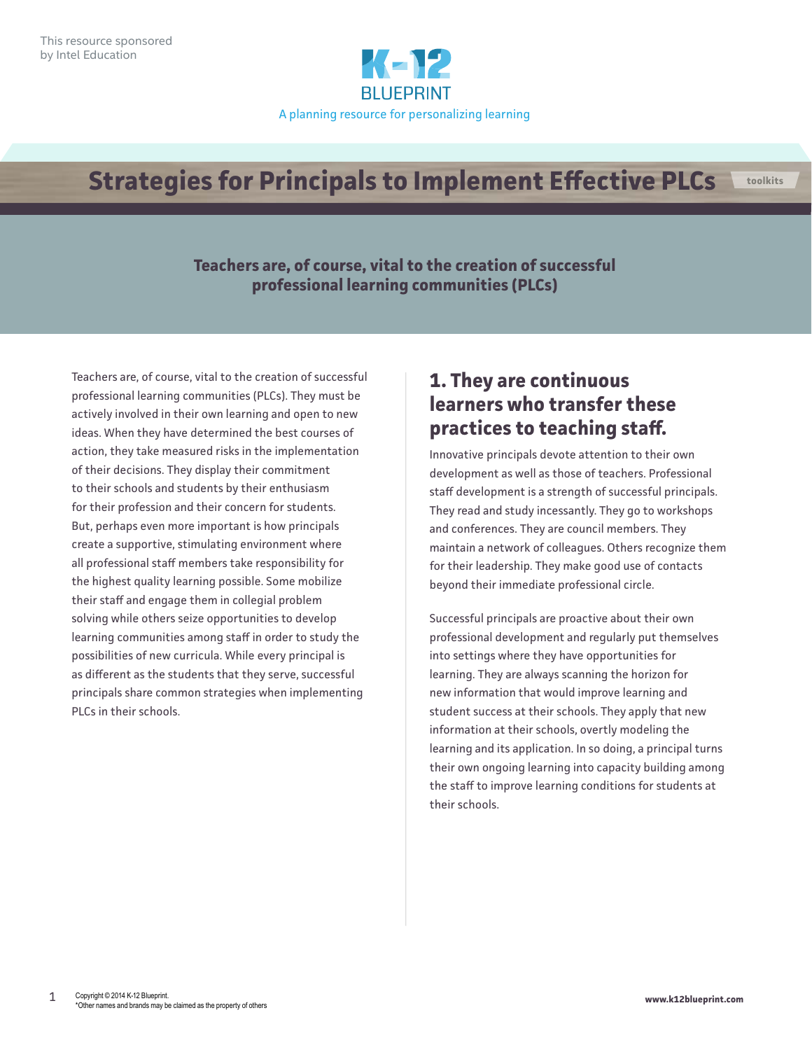This resource sponsored by Intel Education

K-12 BLUEPRINT

A planning resource for personalizing learning

# Strategies for Principals to Implement Effective PLCs

toolkits

**Teachers are, of course, vital to the creation of successful professional learning communities (PLCs)**

Teachers are, of course, vital to the creation of successful professional learning communities (PLCs). They must be actively involved in their own learning and open to new ideas. When they have determined the best courses of action, they take measured risks in the implementation of their decisions. They display their commitment to their schools and students by their enthusiasm for their profession and their concern for students. But, perhaps even more important is how principals create a supportive, stimulating environment where all professional staff members take responsibility for the highest quality learning possible. Some mobilize their staff and engage them in collegial problem solving while others seize opportunities to develop learning communities among staff in order to study the possibilities of new curricula. While every principal is as different as the students that they serve, successful principals share common strategies when implementing PLCs in their schools.

## 1. They are continuous learners who transfer these practices to teaching staff.

Innovative principals devote attention to their own development as well as those of teachers. Professional staff development is a strength of successful principals. They read and study incessantly. They go to workshops and conferences. They are council members. They maintain a network of colleagues. Others recognize them for their leadership. They make good use of contacts beyond their immediate professional circle.

Successful principals are proactive about their own professional development and regularly put themselves into settings where they have opportunities for learning. They are always scanning the horizon for new information that would improve learning and student success at their schools. They apply that new information at their schools, overtly modeling the learning and its application. In so doing, a principal turns their own ongoing learning into capacity building among the staff to improve learning conditions for students at their schools.

Copyright © 2014 K-12 Blueprint.
*Other names and brands may be claimed as the property of others

www.k12blueprint.com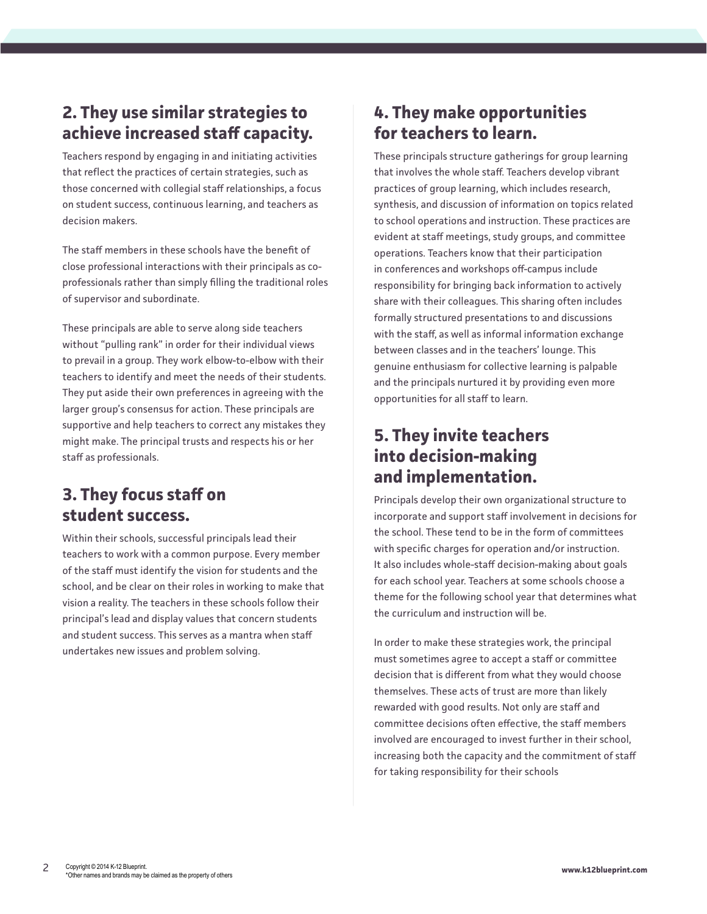## 2. They use similar strategies to achieve increased staff capacity.

Teachers respond by engaging in and initiating activities that reflect the practices of certain strategies, such as those concerned with collegial staff relationships, a focus on student success, continuous learning, and teachers as decision makers.

The staff members in these schools have the benefit of close professional interactions with their principals as co-professionals rather than simply filling the traditional roles of supervisor and subordinate.

These principals are able to serve along side teachers without "pulling rank" in order for their individual views to prevail in a group. They work elbow-to-elbow with their teachers to identify and meet the needs of their students. They put aside their own preferences in agreeing with the larger group's consensus for action. These principals are supportive and help teachers to correct any mistakes they might make. The principal trusts and respects his or her staff as professionals.

## 3. They focus staff on student success.

Within their schools, successful principals lead their teachers to work with a common purpose. Every member of the staff must identify the vision for students and the school, and be clear on their roles in working to make that vision a reality. The teachers in these schools follow their principal's lead and display values that concern students and student success. This serves as a mantra when staff undertakes new issues and problem solving.

## 4. They make opportunities for teachers to learn.

These principals structure gatherings for group learning that involves the whole staff. Teachers develop vibrant practices of group learning, which includes research, synthesis, and discussion of information on topics related to school operations and instruction. These practices are evident at staff meetings, study groups, and committee operations. Teachers know that their participation in conferences and workshops off-campus include responsibility for bringing back information to actively share with their colleagues. This sharing often includes formally structured presentations to and discussions with the staff, as well as informal information exchange between classes and in the teachers' lounge. This genuine enthusiasm for collective learning is palpable and the principals nurtured it by providing even more opportunities for all staff to learn.

## 5. They invite teachers into decision-making and implementation.

Principals develop their own organizational structure to incorporate and support staff involvement in decisions for the school. These tend to be in the form of committees with specific charges for operation and/or instruction. It also includes whole-staff decision-making about goals for each school year. Teachers at some schools choose a theme for the following school year that determines what the curriculum and instruction will be.

In order to make these strategies work, the principal must sometimes agree to accept a staff or committee decision that is different from what they would choose themselves. These acts of trust are more than likely rewarded with good results. Not only are staff and committee decisions often effective, the staff members involved are encouraged to invest further in their school, increasing both the capacity and the commitment of staff for taking responsibility for their schools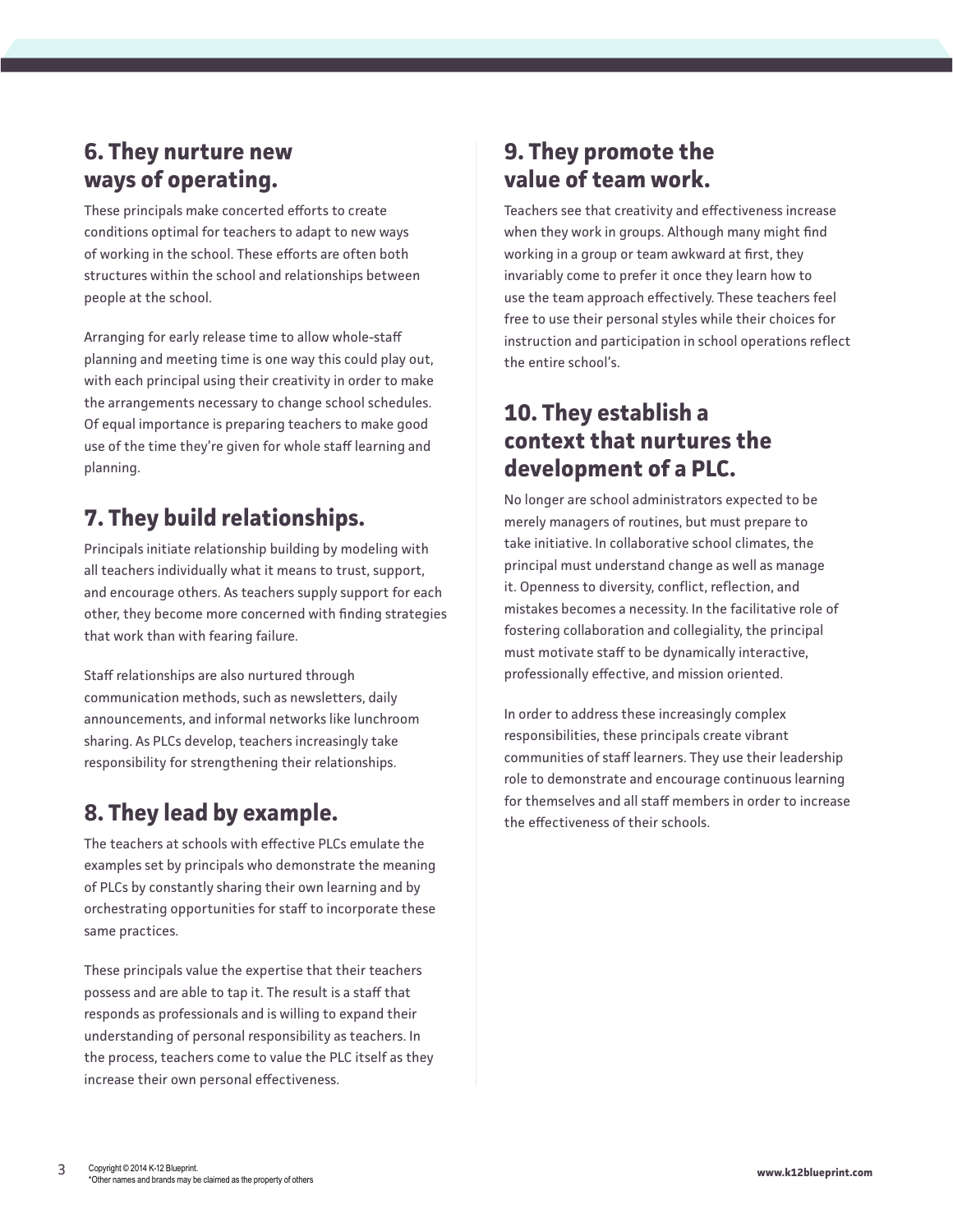## 6. They nurture new ways of operating.

These principals make concerted efforts to create conditions optimal for teachers to adapt to new ways of working in the school. These efforts are often both structures within the school and relationships between people at the school.

Arranging for early release time to allow whole-staff planning and meeting time is one way this could play out, with each principal using their creativity in order to make the arrangements necessary to change school schedules. Of equal importance is preparing teachers to make good use of the time they're given for whole staff learning and planning.

## 7. They build relationships.

Principals initiate relationship building by modeling with all teachers individually what it means to trust, support, and encourage others. As teachers supply support for each other, they become more concerned with finding strategies that work than with fearing failure.

Staff relationships are also nurtured through communication methods, such as newsletters, daily announcements, and informal networks like lunchroom sharing. As PLCs develop, teachers increasingly take responsibility for strengthening their relationships.

## 8. They lead by example.

The teachers at schools with effective PLCs emulate the examples set by principals who demonstrate the meaning of PLCs by constantly sharing their own learning and by orchestrating opportunities for staff to incorporate these same practices.

These principals value the expertise that their teachers possess and are able to tap it. The result is a staff that responds as professionals and is willing to expand their understanding of personal responsibility as teachers. In the process, teachers come to value the PLC itself as they increase their own personal effectiveness.

## 9. They promote the value of team work.

Teachers see that creativity and effectiveness increase when they work in groups. Although many might find working in a group or team awkward at first, they invariably come to prefer it once they learn how to use the team approach effectively. These teachers feel free to use their personal styles while their choices for instruction and participation in school operations reflect the entire school's.

## 10. They establish a context that nurtures the development of a PLC.

No longer are school administrators expected to be merely managers of routines, but must prepare to take initiative. In collaborative school climates, the principal must understand change as well as manage it. Openness to diversity, conflict, reflection, and mistakes becomes a necessity. In the facilitative role of fostering collaboration and collegiality, the principal must motivate staff to be dynamically interactive, professionally effective, and mission oriented.

In order to address these increasingly complex responsibilities, these principals create vibrant communities of staff learners. They use their leadership role to demonstrate and encourage continuous learning for themselves and all staff members in order to increase the effectiveness of their schools.